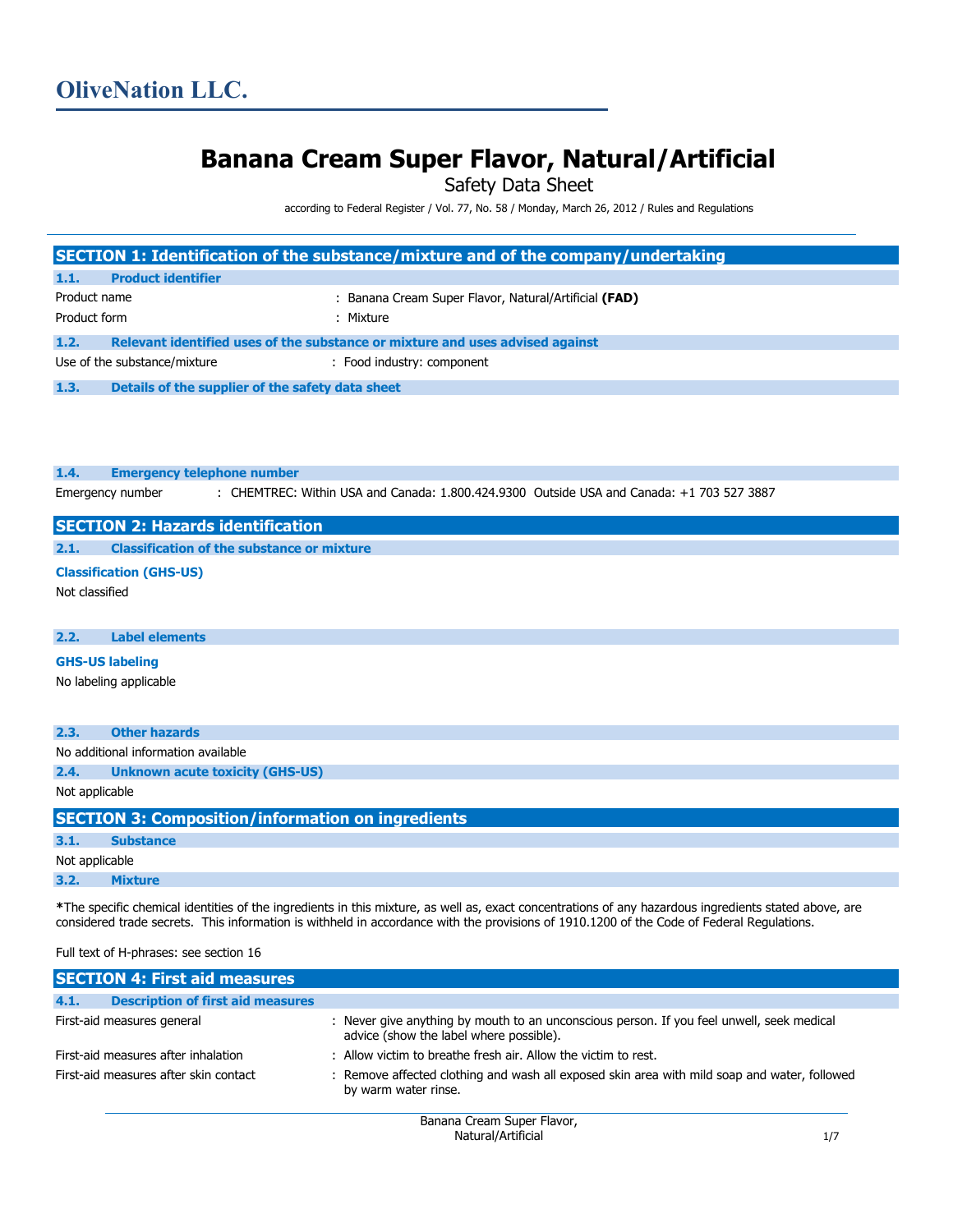# OliveNation LLC.

# Banana Cream Super Flavor, Natural/Artificial

Safety Data Sheet

according to Federal Register / Vol. 77, No. 58 / Monday, March 26, 2012 / Rules and Regulations

## SECTION 1: Identification of the substance/mixture and of the company/undertaking

### 1.1. Product identifier

Product name : Banana Cream Super Flavor, Natural/Artificial **(FAD)**

Product form : Mixture

### 1.2. Relevant identified uses of the substance or mixture and uses advised against

Use of the substance/mixture : Food industry: component

### 1.3. Details of the supplier of the safety data sheet

### 1.4. Emergency telephone number

Emergency number : CHEMTREC: Within USA and Canada: 1.800.424.9300 Outside USA and Canada: +1 703 527 3887

## SECTION 2: Hazards identification

### 2.1. Classification of the substance or mixture

**Classification (GHS-US)**

Not classified

### 2.2. Label elements

**GHS-US labeling**

No labeling applicable

### 2.3. Other hazards

No additional information available

### 2.4. Unknown acute toxicity (GHS-US)

Not applicable

## SECTION 3: Composition/information on ingredients

### 3.1. Substance

Not applicable

### 3.2. Mixture

**\***The specific chemical identities of the ingredients in this mixture, as well as, exact concentrations of any hazardous ingredients stated above, are considered trade secrets. This information is withheld in accordance with the provisions of 1910.1200 of the Code of Federal Regulations.

Full text of H-phrases: see section 16

## SECTION 4: First aid measures

### 4.1. Description of first aid measures

First-aid measures general : Never give anything by mouth to an unconscious person. If you feel unwell, seek medical advice (show the label where possible).

First-aid measures after inhalation : Allow victim to breathe fresh air. Allow the victim to rest.

First-aid measures after skin contact : Remove affected clothing and wash all exposed skin area with mild soap and water, followed by warm water rinse.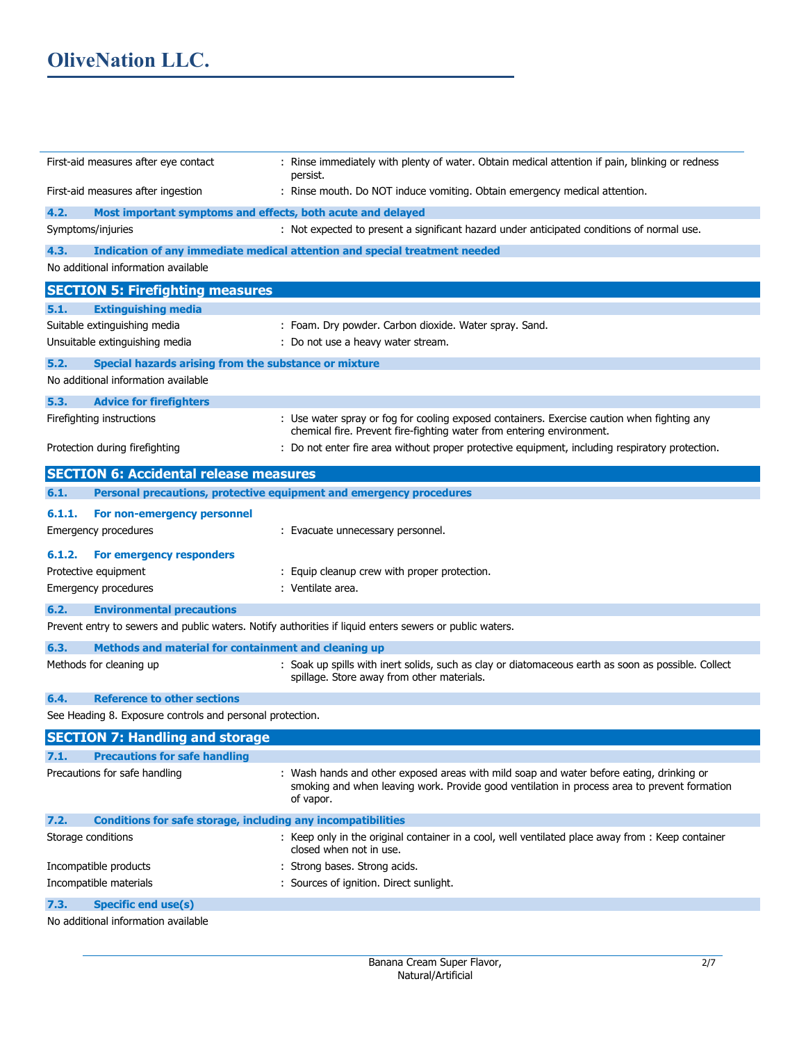| | |
|---|---|
| First-aid measures after eye contact | : Rinse immediately with plenty of water. Obtain medical attention if pain, blinking or redness persist. |
| First-aid measures after ingestion | : Rinse mouth. Do NOT induce vomiting. Obtain emergency medical attention. |

### 4.2. Most important symptoms and effects, both acute and delayed

| | |
|---|---|
| Symptoms/injuries | : Not expected to present a significant hazard under anticipated conditions of normal use. |

### 4.3. Indication of any immediate medical attention and special treatment needed

No additional information available

## SECTION 5: Firefighting measures

### 5.1. Extinguishing media

| | |
|---|---|
| Suitable extinguishing media | : Foam. Dry powder. Carbon dioxide. Water spray. Sand. |
| Unsuitable extinguishing media | : Do not use a heavy water stream. |

### 5.2. Special hazards arising from the substance or mixture

No additional information available

### 5.3. Advice for firefighters

| | |
|---|---|
| Firefighting instructions | : Use water spray or fog for cooling exposed containers. Exercise caution when fighting any chemical fire. Prevent fire-fighting water from entering environment. |
| Protection during firefighting | : Do not enter fire area without proper protective equipment, including respiratory protection. |

## SECTION 6: Accidental release measures

### 6.1. Personal precautions, protective equipment and emergency procedures

#### 6.1.1. For non-emergency personnel

| | |
|---|---|
| Emergency procedures | : Evacuate unnecessary personnel. |

#### 6.1.2. For emergency responders

| | |
|---|---|
| Protective equipment | : Equip cleanup crew with proper protection. |
| Emergency procedures | : Ventilate area. |

### 6.2. Environmental precautions

Prevent entry to sewers and public waters. Notify authorities if liquid enters sewers or public waters.

### 6.3. Methods and material for containment and cleaning up

| | |
|---|---|
| Methods for cleaning up | : Soak up spills with inert solids, such as clay or diatomaceous earth as soon as possible. Collect spillage. Store away from other materials. |

### 6.4. Reference to other sections

See Heading 8. Exposure controls and personal protection.

## SECTION 7: Handling and storage

### 7.1. Precautions for safe handling

| | |
|---|---|
| Precautions for safe handling | : Wash hands and other exposed areas with mild soap and water before eating, drinking or smoking and when leaving work. Provide good ventilation in process area to prevent formation of vapor. |

### 7.2. Conditions for safe storage, including any incompatibilities

| | |
|---|---|
| Storage conditions | : Keep only in the original container in a cool, well ventilated place away from : Keep container closed when not in use. |
| Incompatible products | : Strong bases. Strong acids. |
| Incompatible materials | : Sources of ignition. Direct sunlight. |

### 7.3. Specific end use(s)

No additional information available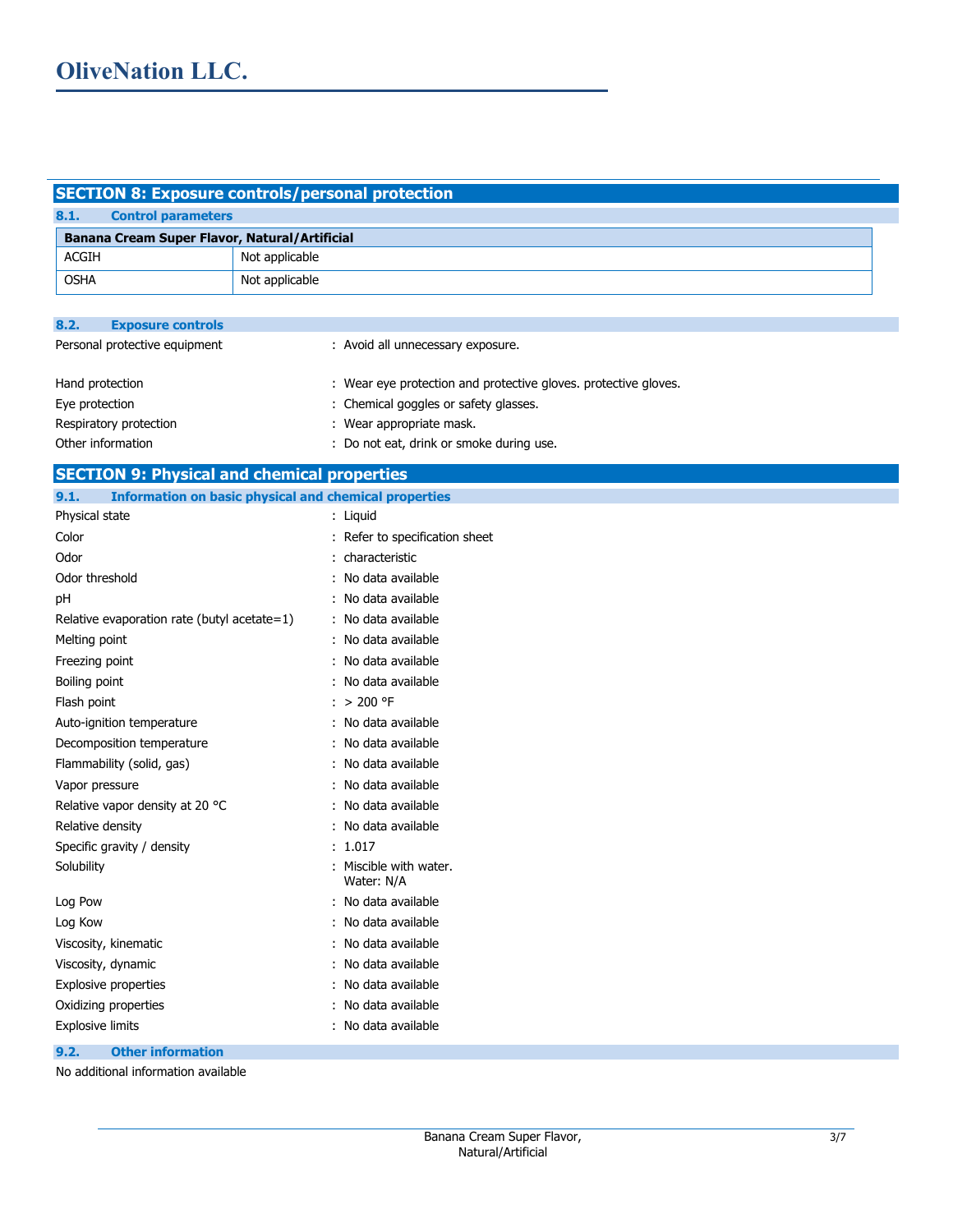## SECTION 8: Exposure controls/personal protection

### 8.1. Control parameters

| Banana Cream Super Flavor, Natural/Artificial | |
|---|---|
| ACGIH | Not applicable |
| OSHA | Not applicable |

### 8.2. Exposure controls

| | |
|---|---|
| Personal protective equipment | : Avoid all unnecessary exposure. |
| Hand protection | : Wear eye protection and protective gloves. protective gloves. |
| Eye protection | : Chemical goggles or safety glasses. |
| Respiratory protection | : Wear appropriate mask. |
| Other information | : Do not eat, drink or smoke during use. |

## SECTION 9: Physical and chemical properties

### 9.1. Information on basic physical and chemical properties

| | |
|---|---|
| Physical state | : Liquid |
| Color | : Refer to specification sheet |
| Odor | : characteristic |
| Odor threshold | : No data available |
| pH | : No data available |
| Relative evaporation rate (butyl acetate=1) | : No data available |
| Melting point | : No data available |
| Freezing point | : No data available |
| Boiling point | : No data available |
| Flash point | : > 200 °F |
| Auto-ignition temperature | : No data available |
| Decomposition temperature | : No data available |
| Flammability (solid, gas) | : No data available |
| Vapor pressure | : No data available |
| Relative vapor density at 20 °C | : No data available |
| Relative density | : No data available |
| Specific gravity / density | : 1.017 |
| Solubility | : Miscible with water. Water: N/A |
| Log Pow | : No data available |
| Log Kow | : No data available |
| Viscosity, kinematic | : No data available |
| Viscosity, dynamic | : No data available |
| Explosive properties | : No data available |
| Oxidizing properties | : No data available |
| Explosive limits | : No data available |

### 9.2. Other information

No additional information available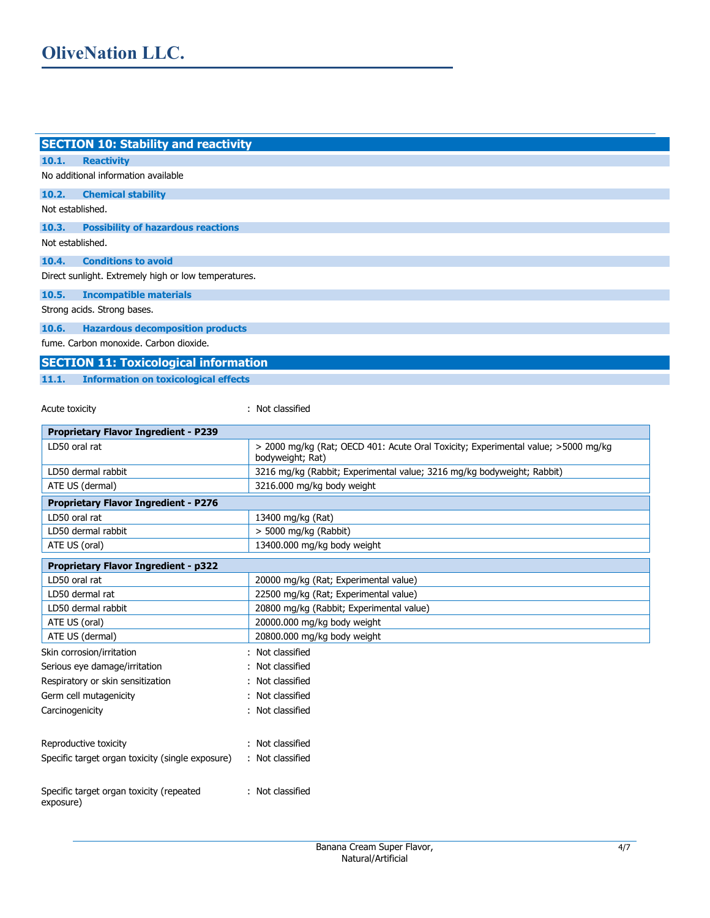## SECTION 10: Stability and reactivity

### 10.1. Reactivity

No additional information available

### 10.2. Chemical stability

Not established.

### 10.3. Possibility of hazardous reactions

Not established.

### 10.4. Conditions to avoid

Direct sunlight. Extremely high or low temperatures.

### 10.5. Incompatible materials

Strong acids. Strong bases.

### 10.6. Hazardous decomposition products

fume. Carbon monoxide. Carbon dioxide.

## SECTION 11: Toxicological information

### 11.1. Information on toxicological effects

Acute toxicity : Not classified

| **Proprietary Flavor Ingredient - P239** | |
|---|---|
| LD50 oral rat | > 2000 mg/kg (Rat; OECD 401: Acute Oral Toxicity; Experimental value; >5000 mg/kg bodyweight; Rat) |
| LD50 dermal rabbit | 3216 mg/kg (Rabbit; Experimental value; 3216 mg/kg bodyweight; Rabbit) |
| ATE US (dermal) | 3216.000 mg/kg body weight |

| **Proprietary Flavor Ingredient - P276** | |
|---|---|
| LD50 oral rat | 13400 mg/kg (Rat) |
| LD50 dermal rabbit | > 5000 mg/kg (Rabbit) |
| ATE US (oral) | 13400.000 mg/kg body weight |

| **Proprietary Flavor Ingredient - p322** | |
|---|---|
| LD50 oral rat | 20000 mg/kg (Rat; Experimental value) |
| LD50 dermal rat | 22500 mg/kg (Rat; Experimental value) |
| LD50 dermal rabbit | 20800 mg/kg (Rabbit; Experimental value) |
| ATE US (oral) | 20000.000 mg/kg body weight |
| ATE US (dermal) | 20800.000 mg/kg body weight |

Skin corrosion/irritation : Not classified

Serious eye damage/irritation : Not classified

Respiratory or skin sensitization : Not classified

Germ cell mutagenicity : Not classified

Carcinogenicity : Not classified

Reproductive toxicity : Not classified

Specific target organ toxicity (single exposure) : Not classified

Specific target organ toxicity (repeated exposure) : Not classified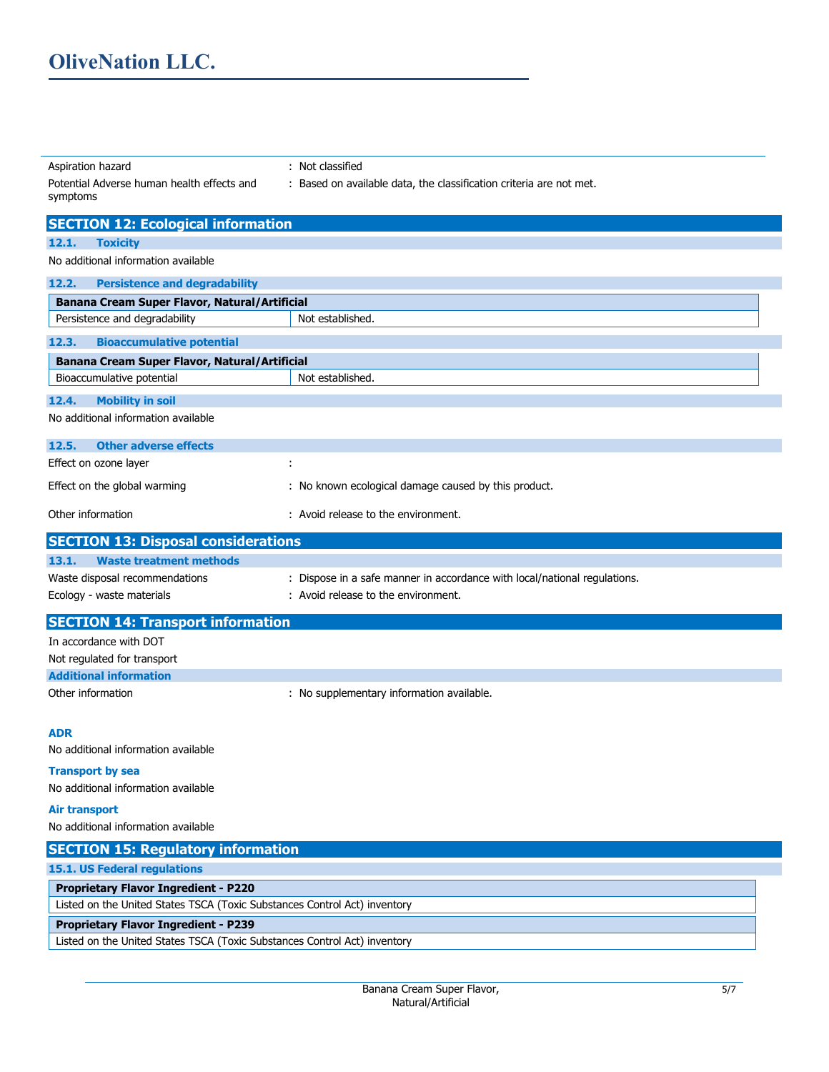Aspiration hazard : Not classified

Potential Adverse human health effects and symptoms : Based on available data, the classification criteria are not met.

## SECTION 12: Ecological information

### 12.1. Toxicity

No additional information available

### 12.2. Persistence and degradability

| Banana Cream Super Flavor, Natural/Artificial | |
|---|---|
| Persistence and degradability | Not established. |

### 12.3. Bioaccumulative potential

| Banana Cream Super Flavor, Natural/Artificial | |
|---|---|
| Bioaccumulative potential | Not established. |

### 12.4. Mobility in soil

No additional information available

### 12.5. Other adverse effects

Effect on ozone layer :

Effect on the global warming : No known ecological damage caused by this product.

Other information : Avoid release to the environment.

## SECTION 13: Disposal considerations

### 13.1. Waste treatment methods

Waste disposal recommendations : Dispose in a safe manner in accordance with local/national regulations.

Ecology - waste materials : Avoid release to the environment.

## SECTION 14: Transport information

In accordance with DOT

Not regulated for transport

### Additional information

Other information : No supplementary information available.

**ADR**

No additional information available

**Transport by sea**

No additional information available

**Air transport**

No additional information available

## SECTION 15: Regulatory information

### 15.1. US Federal regulations

| Proprietary Flavor Ingredient - P220 |
|---|
| Listed on the United States TSCA (Toxic Substances Control Act) inventory |

| Proprietary Flavor Ingredient - P239 |
|---|
| Listed on the United States TSCA (Toxic Substances Control Act) inventory |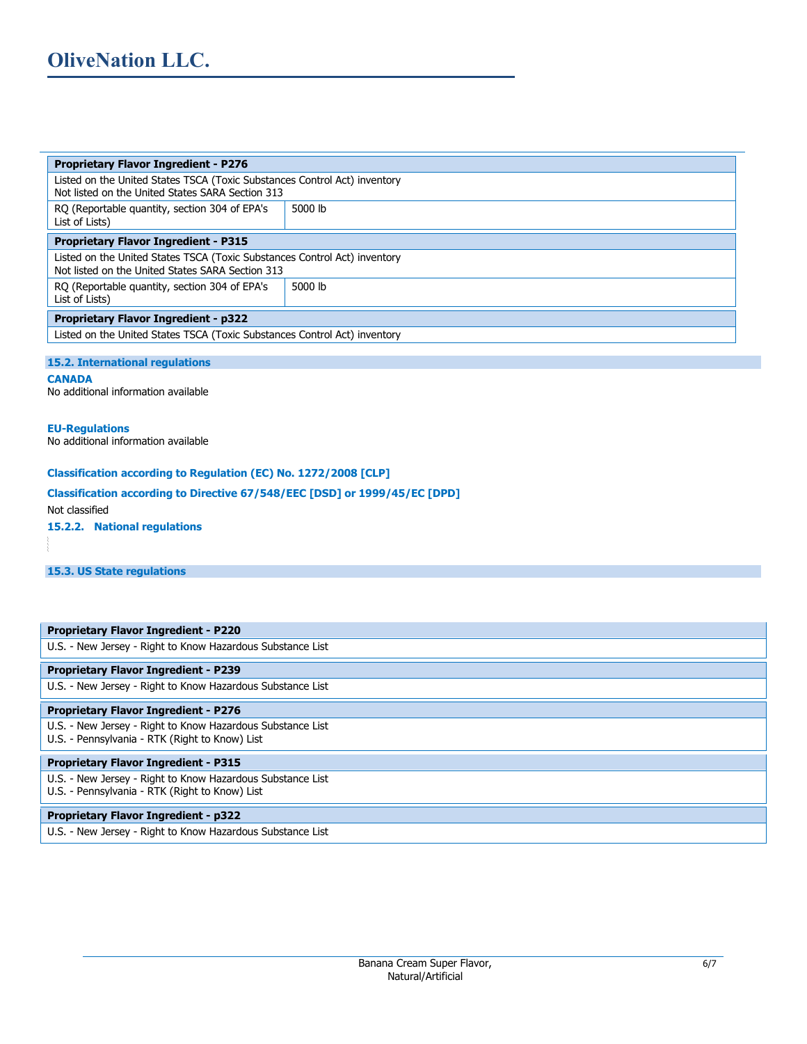| Proprietary Flavor Ingredient - P276 | |
|---|---|
| Listed on the United States TSCA (Toxic Substances Control Act) inventory<br>Not listed on the United States SARA Section 313 | |
| RQ (Reportable quantity, section 304 of EPA's List of Lists) | 5000 lb |
| **Proprietary Flavor Ingredient - P315** | |
| Listed on the United States TSCA (Toxic Substances Control Act) inventory<br>Not listed on the United States SARA Section 313 | |
| RQ (Reportable quantity, section 304 of EPA's List of Lists) | 5000 lb |
| **Proprietary Flavor Ingredient - p322** | |
| Listed on the United States TSCA (Toxic Substances Control Act) inventory | |

### 15.2. International regulations

**CANADA**

No additional information available

**EU-Regulations**

No additional information available

**Classification according to Regulation (EC) No. 1272/2008 [CLP]**

**Classification according to Directive 67/548/EEC [DSD] or 1999/45/EC [DPD]**

Not classified

#### 15.2.2. National regulations

### 15.3. US State regulations

| Proprietary Flavor Ingredient - P220 |
|---|
| U.S. - New Jersey - Right to Know Hazardous Substance List |
| **Proprietary Flavor Ingredient - P239** |
| U.S. - New Jersey - Right to Know Hazardous Substance List |
| **Proprietary Flavor Ingredient - P276** |
| U.S. - New Jersey - Right to Know Hazardous Substance List<br>U.S. - Pennsylvania - RTK (Right to Know) List |
| **Proprietary Flavor Ingredient - P315** |
| U.S. - New Jersey - Right to Know Hazardous Substance List<br>U.S. - Pennsylvania - RTK (Right to Know) List |
| **Proprietary Flavor Ingredient - p322** |
| U.S. - New Jersey - Right to Know Hazardous Substance List |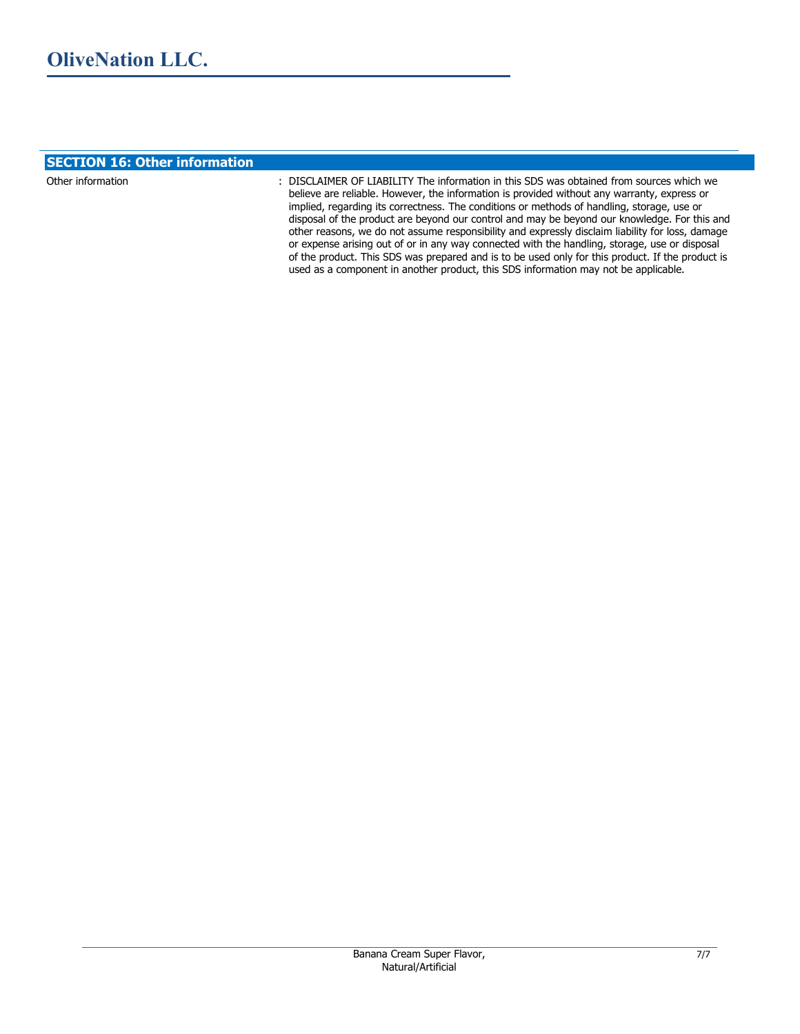## SECTION 16: Other information

| | |
|---|---|
| Other information | : DISCLAIMER OF LIABILITY The information in this SDS was obtained from sources which we believe are reliable. However, the information is provided without any warranty, express or implied, regarding its correctness. The conditions or methods of handling, storage, use or disposal of the product are beyond our control and may be beyond our knowledge. For this and other reasons, we do not assume responsibility and expressly disclaim liability for loss, damage or expense arising out of or in any way connected with the handling, storage, use or disposal of the product. This SDS was prepared and is to be used only for this product. If the product is used as a component in another product, this SDS information may not be applicable. |